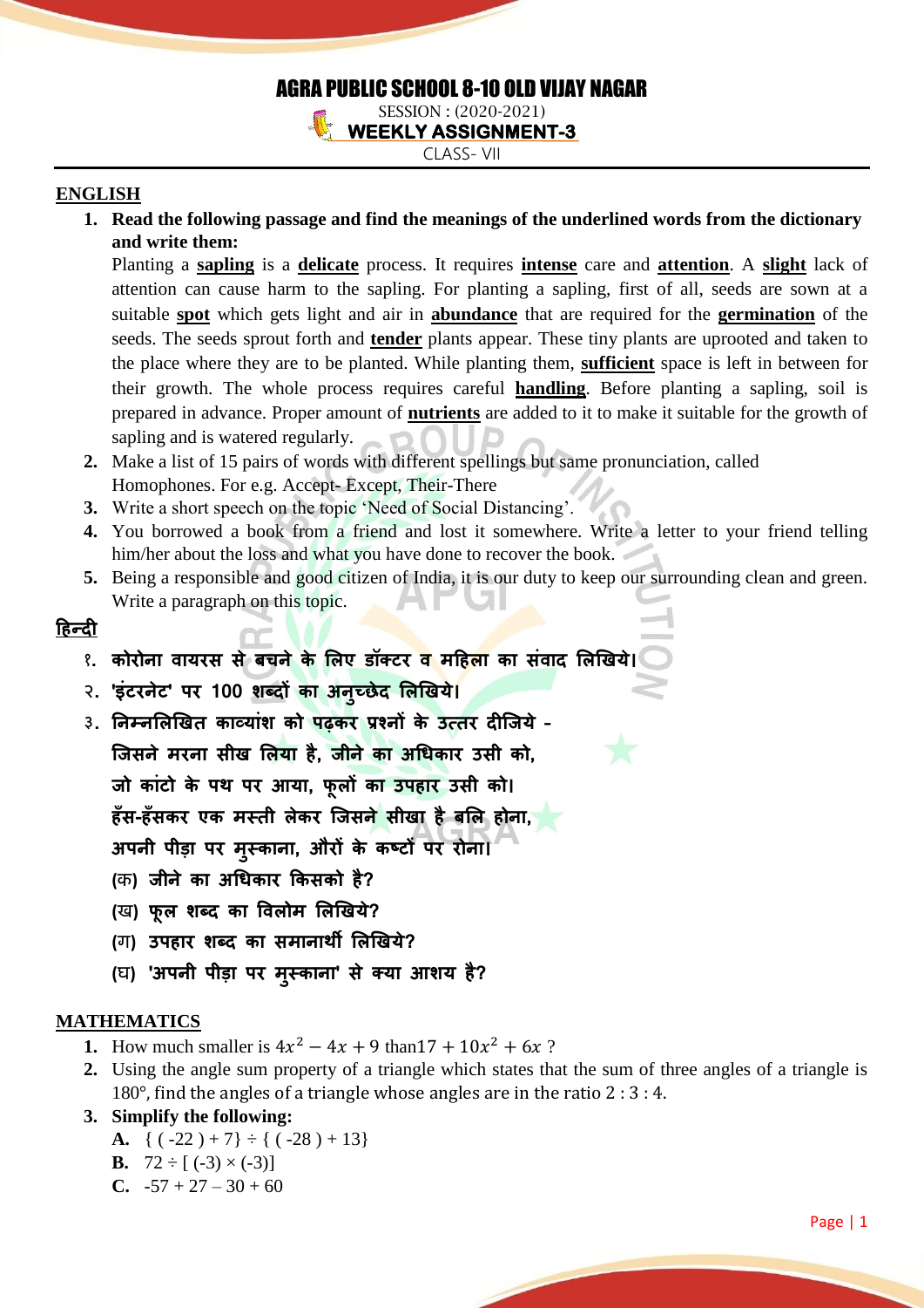# AGRA PUBLIC SCHOOL 8-10 OLD VIJAY NAGAR

SESSION : (2020-2021)

**WEEKLY ASSIGNMENT-3**

CLASS- VII

## ENGLISH

1. **Read the following passage and find the meanings of the underlined words from the dictionary and write them:**

   Planting a **sapling** is a **delicate** process. It requires **intense** care and **attention**. A **slight** lack of attention can cause harm to the sapling. For planting a sapling, first of all, seeds are sown at a suitable **spot** which gets light and air in **abundance** that are required for the **germination** of the seeds. The seeds sprout forth and **tender** plants appear. These tiny plants are uprooted and taken to the place where they are to be planted. While planting them, **sufficient** space is left in between for their growth. The whole process requires careful **handling**. Before planting a sapling, soil is prepared in advance. Proper amount of **nutrients** are added to it to make it suitable for the growth of sapling and is watered regularly.
2. Make a list of 15 pairs of words with different spellings but same pronunciation, called Homophones. For e.g. Accept- Except, Their-There
3. Write a short speech on the topic 'Need of Social Distancing'.
4. You borrowed a book from a friend and lost it somewhere. Write a letter to your friend telling him/her about the loss and what you have done to recover the book.
5. Being a responsible and good citizen of India, it is our duty to keep our surrounding clean and green. Write a paragraph on this topic.

## हिन्दी

१. **कोरोना वायरस से बचने के लिए डॉक्टर व महिला का संवाद लिखिये।**

२. **'इंटरनेट' पर 100 शब्दों का अनुच्छेद लिखिये।**

३. **निम्नलिखित काव्यांश को पढ़कर प्रश्नों के उत्तर दीजिये -**

**जिसने मरना सीख लिया है, जीने का अधिकार उसी को,**
**जो कांटो के पथ पर आया, फूलों का उपहार उसी को।**
**हँस-हँसकर एक मस्ती लेकर जिसने सीखा है बलि होना,**
**अपनी पीड़ा पर मुस्काना, औरों के कष्टों पर रोना।**

(क) **जीने का अधिकार किसको है?**

(ख) **फूल शब्द का विलोम लिखिये?**

(ग) **उपहार शब्द का समानार्थी लिखिये?**

(घ) **'अपनी पीड़ा पर मुस्काना' से क्या आशय है?**

## MATHEMATICS

1. How much smaller is $4x^2 - 4x + 9$ than$17 + 10x^2 + 6x$ ?
2. Using the angle sum property of a triangle which states that the sum of three angles of a triangle is 180°, find the angles of a triangle whose angles are in the ratio 2 : 3 : 4.
3. **Simplify the following:**

   **A.** { ( -22 ) + 7} ÷ { ( -28 ) + 13}

   **B.** 72 ÷ [ (-3) × (-3)]

   **C.** -57 + 27 – 30 + 60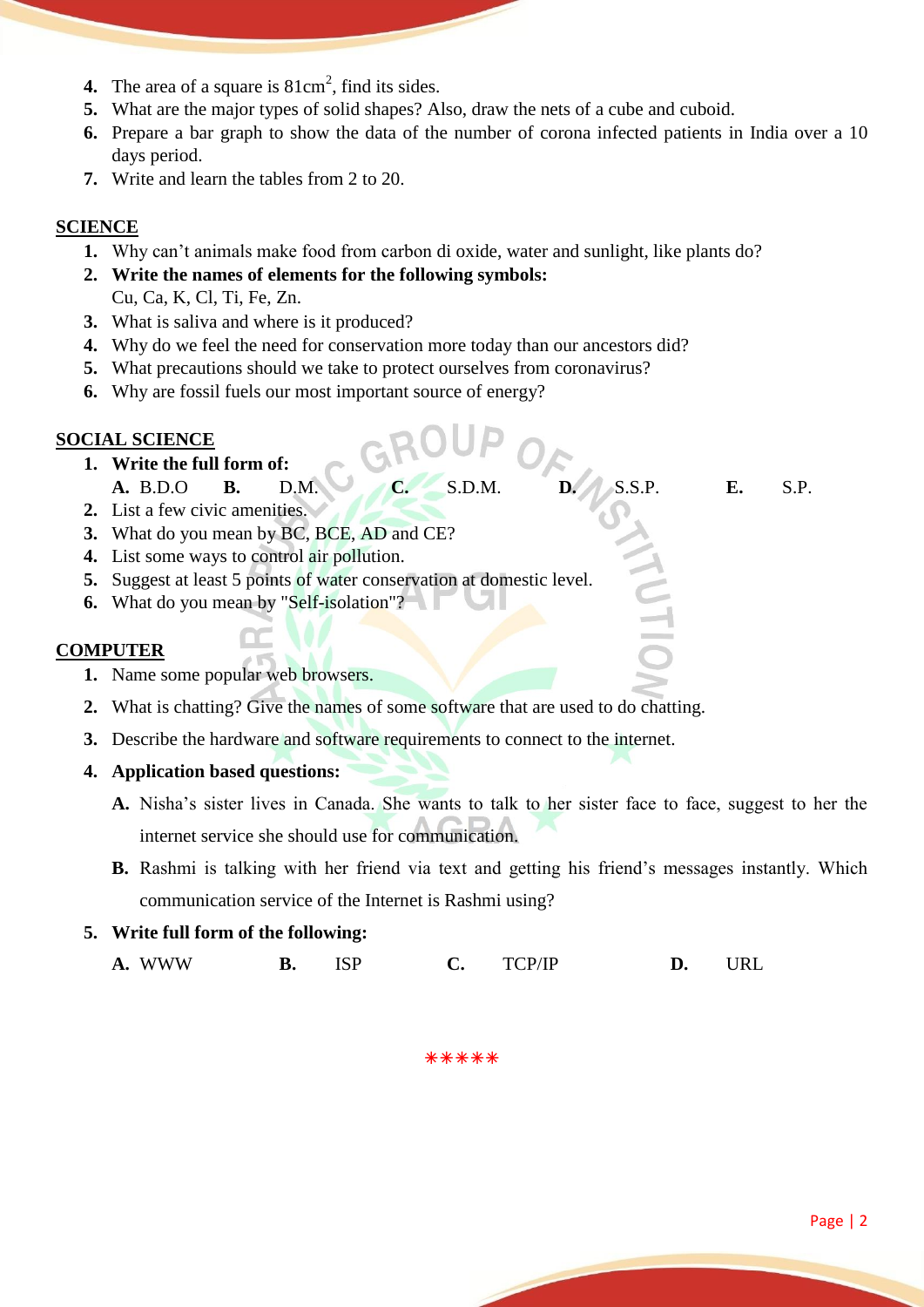4. The area of a square is $81cm^2$, find its sides.
5. What are the major types of solid shapes? Also, draw the nets of a cube and cuboid.
6. Prepare a bar graph to show the data of the number of corona infected patients in India over a 10 days period.
7. Write and learn the tables from 2 to 20.

## SCIENCE

1. Why can't animals make food from carbon di oxide, water and sunlight, like plants do?
2. **Write the names of elements for the following symbols:**
   Cu, Ca, K, Cl, Ti, Fe, Zn.
3. What is saliva and where is it produced?
4. Why do we feel the need for conservation more today than our ancestors did?
5. What precautions should we take to protect ourselves from coronavirus?
6. Why are fossil fuels our most important source of energy?

## SOCIAL SCIENCE

1. **Write the full form of:**
   **A.** B.D.O **B.** D.M. **C.** S.D.M. **D.** S.S.P. **E.** S.P.
2. List a few civic amenities.
3. What do you mean by BC, BCE, AD and CE?
4. List some ways to control air pollution.
5. Suggest at least 5 points of water conservation at domestic level.
6. What do you mean by "Self-isolation"?

## COMPUTER

1. Name some popular web browsers.
2. What is chatting? Give the names of some software that are used to do chatting.
3. Describe the hardware and software requirements to connect to the internet.
4. **Application based questions:**
   **A.** Nisha's sister lives in Canada. She wants to talk to her sister face to face, suggest to her the internet service she should use for communication.
   **B.** Rashmi is talking with her friend via text and getting his friend's messages instantly. Which communication service of the Internet is Rashmi using?
5. **Write full form of the following:**
   **A.** WWW **B.** ISP **C.** TCP/IP **D.** URL

*****